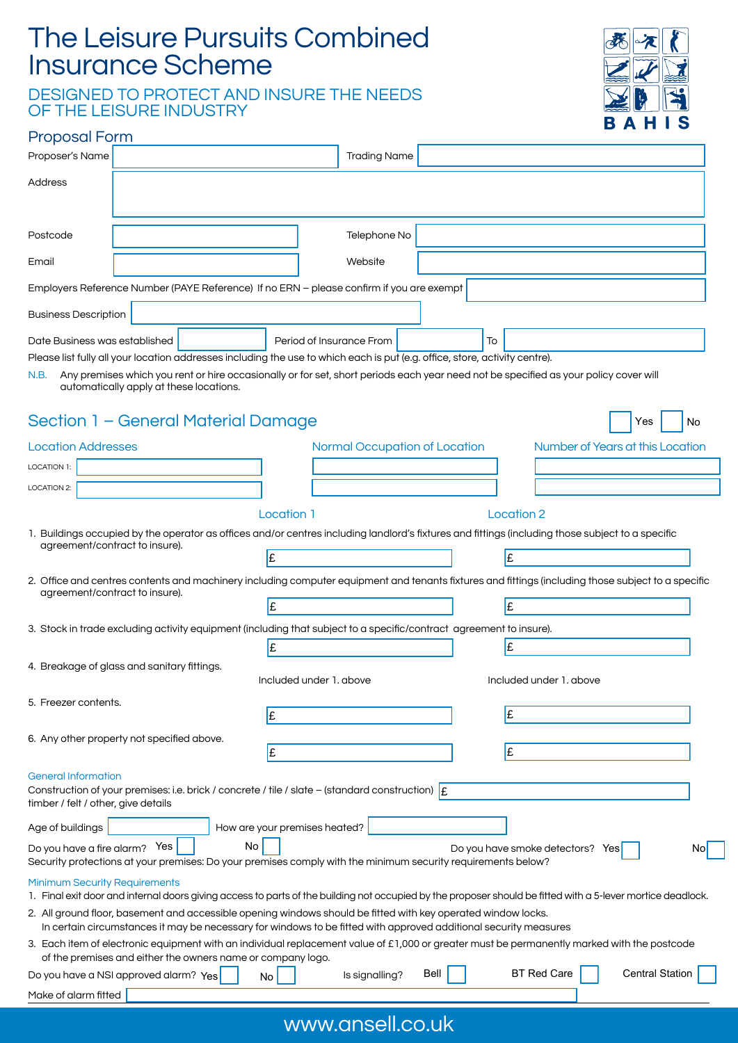# The Leisure Pursuits Combined Insurance Scheme

## DESIGNED TO PROTECT AND INSURE THE NEEDS OF THE LEISURE INDUSTRY

BAHIS

## Proposal Form

Proposer's Name ____________ Trading Name ____________

Address ____________

Postcode ____________ Telephone No ____________

Email ____________ Website ____________

Employers Reference Number (PAYE Reference) If no ERN – please confirm if you are exempt ____________

Business Description ____________

Date Business was established ____________ Period of Insurance From ____________ To ____________

Please list fully all your location addresses including the use to which each is put (e.g. office, store, activity centre).

N.B. Any premises which you rent or hire occasionally or for set, short periods each year need not be specified as your policy cover will automatically apply at these locations.

## Section 1 – General Material Damage

Yes ☐ No ☐

| Location Addresses | Normal Occupation of Location | Number of Years at this Location |
|---|---|---|
| LOCATION 1: | | |
| LOCATION 2: | | |

| | Location 1 | Location 2 |
|---|---|---|
| 1. Buildings occupied by the operator as offices and/or centres including landlord's fixtures and fittings (including those subject to a specific agreement/contract to insure). | £ | £ |
| 2. Office and centres contents and machinery including computer equipment and tenants fixtures and fittings (including those subject to a specific agreement/contract to insure). | £ | £ |
| 3. Stock in trade excluding activity equipment (including that subject to a specific/contract agreement to insure). | £ | £ |
| 4. Breakage of glass and sanitary fittings. | Included under 1. above | Included under 1. above |
| 5. Freezer contents. | £ | £ |
| 6. Any other property not specified above. | £ | £ |

### General Information

Construction of your premises: i.e. brick / concrete / tile / slate – (standard construction) timber / felt / other, give details £ ____________

Age of buildings ____________ How are your premises heated? ____________

Do you have a fire alarm? Yes ☐ No ☐ Do you have smoke detectors? Yes ☐ No ☐

Security protections at your premises: Do your premises comply with the minimum security requirements below?

### Minimum Security Requirements

1. Final exit door and internal doors giving access to parts of the building not occupied by the proposer should be fitted with a 5-lever mortice deadlock.
2. All ground floor, basement and accessible opening windows should be fitted with key operated window locks. In certain circumstances it may be necessary for windows to be fitted with approved additional security measures
3. Each item of electronic equipment with an individual replacement value of £1,000 or greater must be permanently marked with the postcode of the premises and either the owners name or company logo.

Do you have a NSI approved alarm? Yes ☐ No ☐ Is signalling? Bell ☐ BT Red Care ☐ Central Station ☐

Make of alarm fitted ____________

www.ansell.co.uk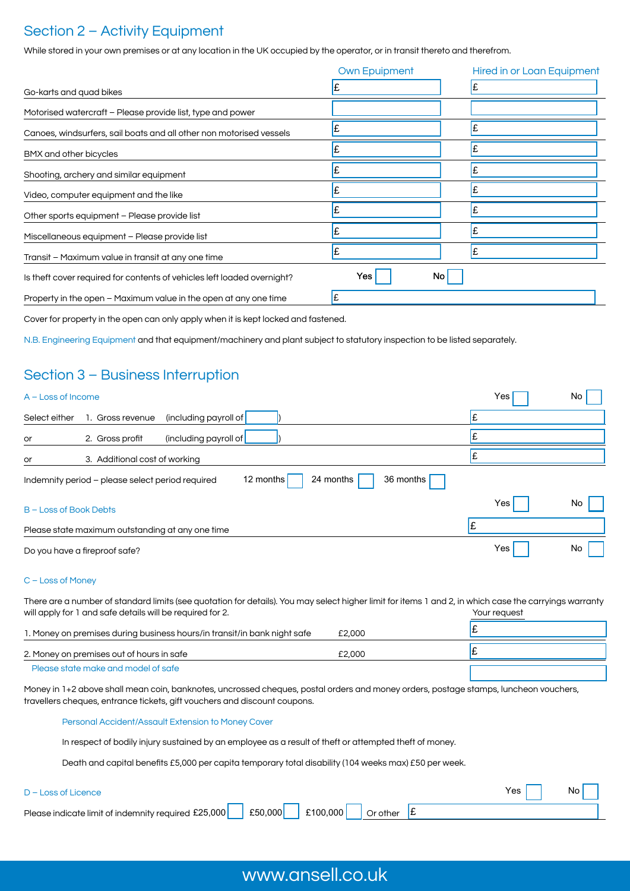## Section 2 – Activity Equipment

While stored in your own premises or at any location in the UK occupied by the operator, or in transit thereto and therefrom.

| | Own Epuipment | Hired in or Loan Equipment |
|---|---|---|
| Go-karts and quad bikes | £ | £ |
| Motorised watercraft – Please provide list, type and power | | |
| Canoes, windsurfers, sail boats and all other non motorised vessels | £ | £ |
| BMX and other bicycles | £ | £ |
| Shooting, archery and similar equipment | £ | £ |
| Video, computer equipment and the like | £ | £ |
| Other sports equipment – Please provide list | £ | £ |
| Miscellaneous equipment – Please provide list | £ | £ |
| Transit – Maximum value in transit at any one time | £ | £ |
| Is theft cover required for contents of vehicles left loaded overnight? | Yes ☐ | No ☐ |
| Property in the open – Maximum value in the open at any one time | £ | |

Cover for property in the open can only apply when it is kept locked and fastened.

N.B. Engineering Equipment and that equipment/machinery and plant subject to statutory inspection to be listed separately.

## Section 3 – Business Interruption

### A – Loss of Income

Yes ☐ No ☐

| | | |
|---|---|---|
| Select either | 1. Gross revenue (including payroll of ☐) | £ |
| or | 2. Gross profit (including payroll of ☐) | £ |
| or | 3. Additional cost of working | £ |

Indemnity period – please select period required 12 months ☐ 24 months ☐ 36 months ☐

### B – Loss of Book Debts

Yes ☐ No ☐

Please state maximum outstanding at any one time £

Do you have a fireproof safe? Yes ☐ No ☐

### C – Loss of Money

There are a number of standard limits (see quotation for details). You may select higher limit for items 1 and 2, in which case the carryings warranty will apply for 1 and safe details will be required for 2.

| | | Your request |
|---|---|---|
| 1. Money on premises during business hours/in transit/in bank night safe | £2,000 | £ |
| 2. Money on premises out of hours in safe | £2,000 | £ |
| Please state make and model of safe | | |

Money in 1+2 above shall mean coin, banknotes, uncrossed cheques, postal orders and money orders, postage stamps, luncheon vouchers, travellers cheques, entrance tickets, gift vouchers and discount coupons.

Personal Accident/Assault Extension to Money Cover

In respect of bodily injury sustained by an employee as a result of theft or attempted theft of money.

Death and capital benefits £5,000 per capita temporary total disability (104 weeks max) £50 per week.

### D – Loss of Licence

Yes ☐ No ☐

Please indicate limit of indemnity required £25,000 ☐ £50,000 ☐ £100,000 ☐ Or other £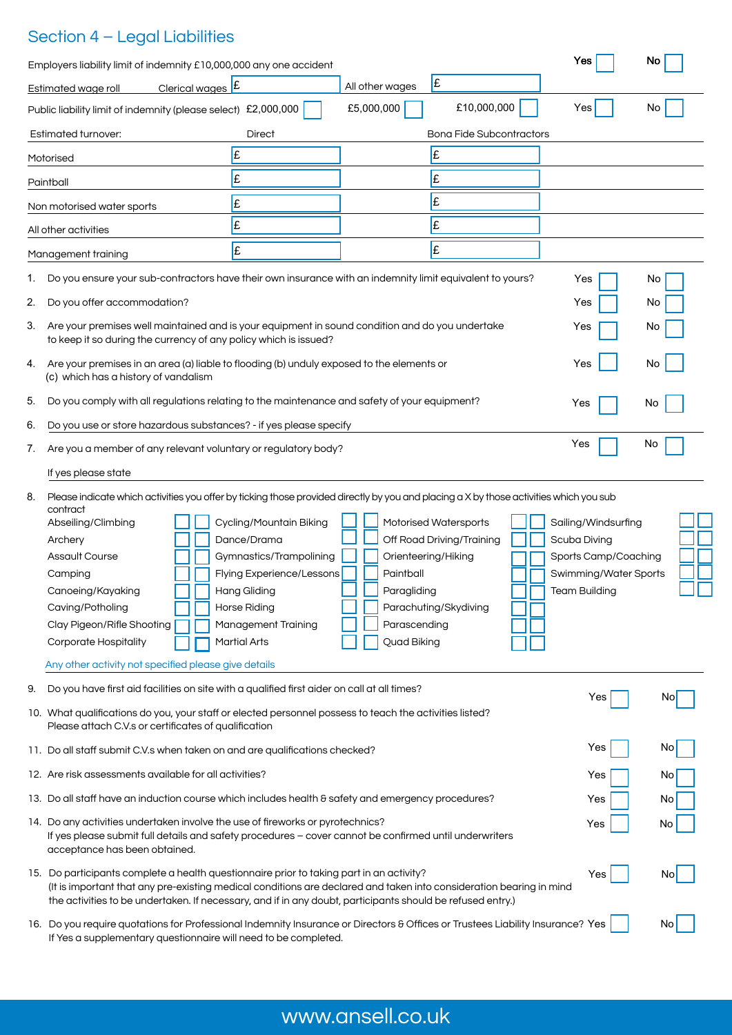## Section 4 – Legal Liabilities

Employers liability limit of indemnity £10,000,000 any one accident — Yes ☐ No ☐

Estimated wage roll — Clerical wages £ — All other wages £

Public liability limit of indemnity (please select) £2,000,000 ☐ £5,000,000 ☐ £10,000,000 ☐ — Yes ☐ No ☐

| Estimated turnover: | Direct | Bona Fide Subcontractors |
|---|---|---|
| Motorised | £ | £ |
| Paintball | £ | £ |
| Non motorised water sports | £ | £ |
| All other activities | £ | £ |
| Management training | £ | £ |

1. Do you ensure your sub-contractors have their own insurance with an indemnity limit equivalent to yours? — Yes ☐ No ☐
2. Do you offer accommodation? — Yes ☐ No ☐
3. Are your premises well maintained and is your equipment in sound condition and do you undertake to keep it so during the currency of any policy which is issued? — Yes ☐ No ☐
4. Are your premises in an area (a) liable to flooding (b) unduly exposed to the elements or (c) which has a history of vandalism — Yes ☐ No ☐
5. Do you comply with all regulations relating to the maintenance and safety of your equipment? — Yes ☐ No ☐
6. Do you use or store hazardous substances? - if yes please specify
7. Are you a member of any relevant voluntary or regulatory body? — Yes ☐ No ☐

   If yes please state

8. Please indicate which activities you offer by ticking those provided directly by you and placing a X by those activities which you sub contract

| Activity | ☐ | ☐ | Activity | ☐ | ☐ | Activity | ☐ | ☐ | Activity | ☐ | ☐ |
|---|---|---|---|---|---|---|---|---|---|---|---|
| Abseiling/Climbing | ☐ | ☐ | Cycling/Mountain Biking | ☐ | ☐ | Motorised Watersports | ☐ | ☐ | Sailing/Windsurfing | ☐ | ☐ |
| Archery | ☐ | ☐ | Dance/Drama | ☐ | ☐ | Off Road Driving/Training | ☐ | ☐ | Scuba Diving | ☐ | ☐ |
| Assault Course | ☐ | ☐ | Gymnastics/Trampolining | ☐ | ☐ | Orienteering/Hiking | ☐ | ☐ | Sports Camp/Coaching | ☐ | ☐ |
| Camping | ☐ | ☐ | Flying Experience/Lessons | ☐ | ☐ | Paintball | ☐ | ☐ | Swimming/Water Sports | ☐ | ☐ |
| Canoeing/Kayaking | ☐ | ☐ | Hang Gliding | ☐ | ☐ | Paragliding | ☐ | ☐ | Team Building | ☐ | ☐ |
| Caving/Potholing | ☐ | ☐ | Horse Riding | ☐ | ☐ | Parachuting/Skydiving | ☐ | ☐ | | | |
| Clay Pigeon/Rifle Shooting | ☐ | ☐ | Management Training | ☐ | ☐ | Parascending | ☐ | ☐ | | | |
| Corporate Hospitality | ☐ | ☐ | Martial Arts | ☐ | ☐ | Quad Biking | ☐ | ☐ | | | |

   Any other activity not specified please give details

9. Do you have first aid facilities on site with a qualified first aider on call at all times? — Yes ☐ No ☐
10. What qualifications do you, your staff or elected personnel possess to teach the activities listed? Please attach C.V.s or certificates of qualification
11. Do all staff submit C.V.s when taken on and are qualifications checked? — Yes ☐ No ☐
12. Are risk assessments available for all activities? — Yes ☐ No ☐
13. Do all staff have an induction course which includes health & safety and emergency procedures? — Yes ☐ No ☐
14. Do any activities undertaken involve the use of fireworks or pyrotechnics? — Yes ☐ No ☐

    If yes please submit full details and safety procedures – cover cannot be confirmed until underwriters acceptance has been obtained.
15. Do participants complete a health questionnaire prior to taking part in an activity? — Yes ☐ No ☐

    (It is important that any pre-existing medical conditions are declared and taken into consideration bearing in mind the activities to be undertaken. If necessary, and if in any doubt, participants should be refused entry.)
16. Do you require quotations for Professional Indemnity Insurance or Directors & Offices or Trustees Liability Insurance? — Yes ☐ No ☐

    If Yes a supplementary questionnaire will need to be completed.

www.ansell.co.uk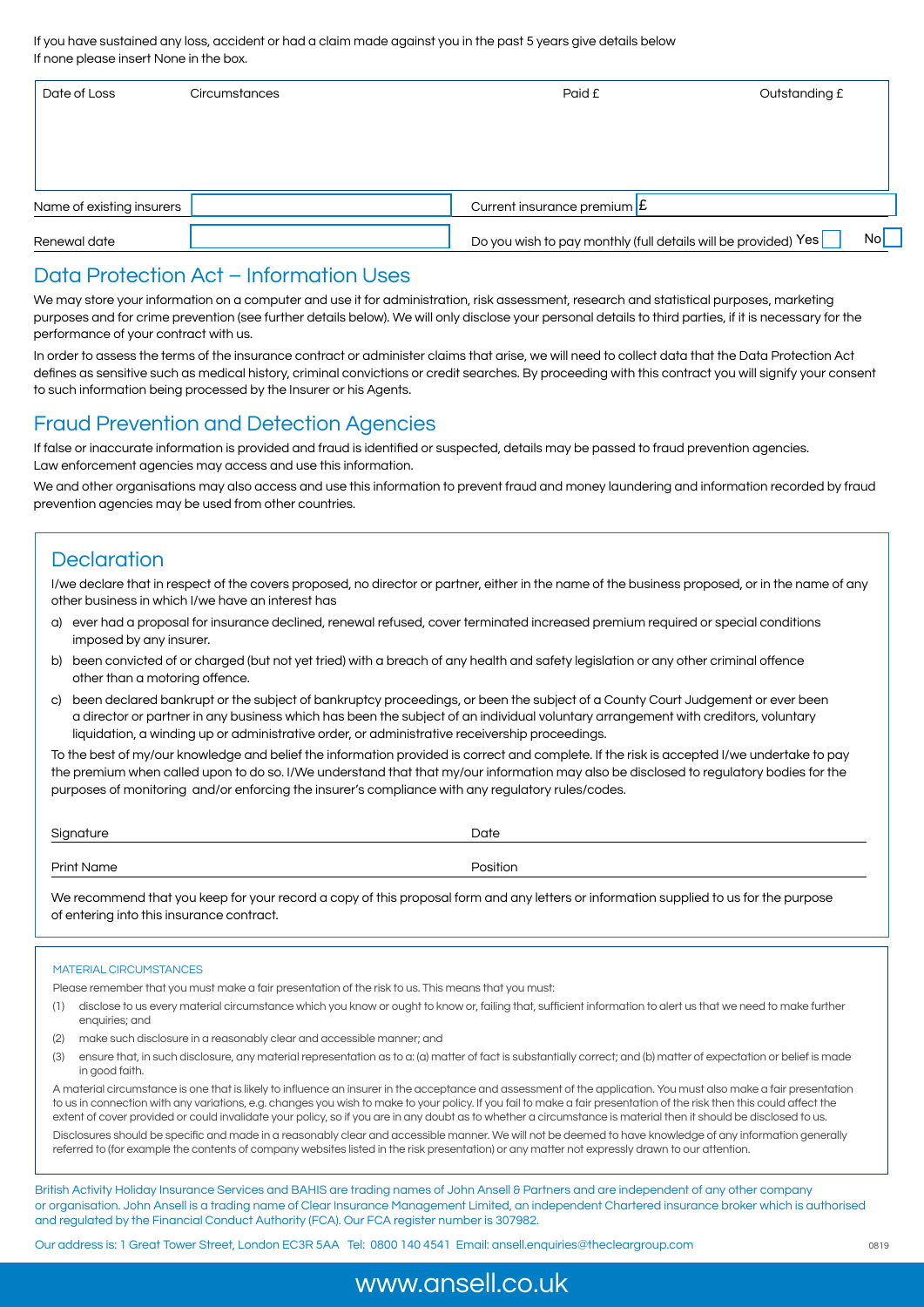If you have sustained any loss, accident or had a claim made against you in the past 5 years give details below
If none please insert None in the box.

| Date of Loss | Circumstances | Paid £ | Outstanding £ |
| --- | --- | --- | --- |
| | | | |

| | | | |
| --- | --- | --- | --- |
| Name of existing insurers | | Current insurance premium | £ |
| Renewal date | | Do you wish to pay monthly (full details will be provided) | Yes ☐ No ☐ |

## Data Protection Act – Information Uses

We may store your information on a computer and use it for administration, risk assessment, research and statistical purposes, marketing purposes and for crime prevention (see further details below). We will only disclose your personal details to third parties, if it is necessary for the performance of your contract with us.

In order to assess the terms of the insurance contract or administer claims that arise, we will need to collect data that the Data Protection Act defines as sensitive such as medical history, criminal convictions or credit searches. By proceeding with this contract you will signify your consent to such information being processed by the Insurer or his Agents.

## Fraud Prevention and Detection Agencies

If false or inaccurate information is provided and fraud is identified or suspected, details may be passed to fraud prevention agencies. Law enforcement agencies may access and use this information.

We and other organisations may also access and use this information to prevent fraud and money laundering and information recorded by fraud prevention agencies may be used from other countries.

## Declaration

I/we declare that in respect of the covers proposed, no director or partner, either in the name of the business proposed, or in the name of any other business in which I/we have an interest has

a) ever had a proposal for insurance declined, renewal refused, cover terminated increased premium required or special conditions imposed by any insurer.

b) been convicted of or charged (but not yet tried) with a breach of any health and safety legislation or any other criminal offence other than a motoring offence.

c) been declared bankrupt or the subject of bankruptcy proceedings, or been the subject of a County Court Judgement or ever been a director or partner in any business which has been the subject of an individual voluntary arrangement with creditors, voluntary liquidation, a winding up or administrative order, or administrative receivership proceedings.

To the best of my/our knowledge and belief the information provided is correct and complete. If the risk is accepted I/we undertake to pay the premium when called upon to do so. I/We understand that that my/our information may also be disclosed to regulatory bodies for the purposes of monitoring and/or enforcing the insurer's compliance with any regulatory rules/codes.

Signature ______________________ Date ______________________

Print Name ______________________ Position ______________________

We recommend that you keep for your record a copy of this proposal form and any letters or information supplied to us for the purpose of entering into this insurance contract.

### MATERIAL CIRCUMSTANCES

Please remember that you must make a fair presentation of the risk to us. This means that you must:

(1) disclose to us every material circumstance which you know or ought to know or, failing that, sufficient information to alert us that we need to make further enquiries; and

(2) make such disclosure in a reasonably clear and accessible manner; and

(3) ensure that, in such disclosure, any material representation as to a: (a) matter of fact is substantially correct; and (b) matter of expectation or belief is made in good faith.

A material circumstance is one that is likely to influence an insurer in the acceptance and assessment of the application. You must also make a fair presentation to us in connection with any variations, e.g. changes you wish to make to your policy. If you fail to make a fair presentation of the risk then this could affect the extent of cover provided or could invalidate your policy, so if you are in any doubt as to whether a circumstance is material then it should be disclosed to us.

Disclosures should be specific and made in a reasonably clear and accessible manner. We will not be deemed to have knowledge of any information generally referred to (for example the contents of company websites listed in the risk presentation) or any matter not expressly drawn to our attention.

British Activity Holiday Insurance Services and BAHIS are trading names of John Ansell & Partners and are independent of any other company or organisation. John Ansell is a trading name of Clear Insurance Management Limited, an independent Chartered insurance broker which is authorised and regulated by the Financial Conduct Authority (FCA). Our FCA register number is 307982.

Our address is: 1 Great Tower Street, London EC3R 5AA Tel: 0800 140 4541 Email: ansell.enquiries@thecleargroup.com

0819

www.ansell.co.uk